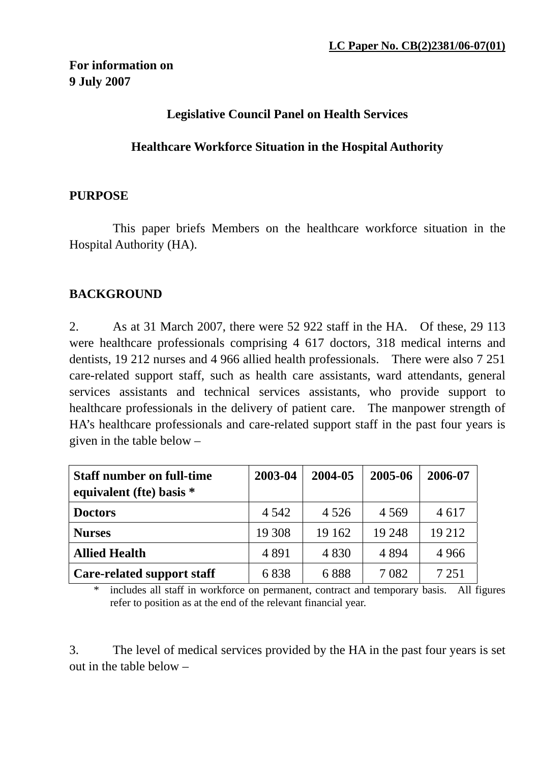**LC Paper No. CB(2)2381/06-07(01)**

**For information on**
**9 July 2007**

**Legislative Council Panel on Health Services**

**Healthcare Workforce Situation in the Hospital Authority**

## PURPOSE

This paper briefs Members on the healthcare workforce situation in the Hospital Authority (HA).

## BACKGROUND

2. As at 31 March 2007, there were 52 922 staff in the HA. Of these, 29 113 were healthcare professionals comprising 4 617 doctors, 318 medical interns and dentists, 19 212 nurses and 4 966 allied health professionals. There were also 7 251 care-related support staff, such as health care assistants, ward attendants, general services assistants and technical services assistants, who provide support to healthcare professionals in the delivery of patient care. The manpower strength of HA's healthcare professionals and care-related support staff in the past four years is given in the table below –

| Staff number on full-time equivalent (fte) basis * | 2003-04 | 2004-05 | 2005-06 | 2006-07 |
|---|---|---|---|---|
| **Doctors** | 4 542 | 4 526 | 4 569 | 4 617 |
| **Nurses** | 19 308 | 19 162 | 19 248 | 19 212 |
| **Allied Health** | 4 891 | 4 830 | 4 894 | 4 966 |
| **Care-related support staff** | 6 838 | 6 888 | 7 082 | 7 251 |

\* includes all staff in workforce on permanent, contract and temporary basis. All figures refer to position as at the end of the relevant financial year.

3. The level of medical services provided by the HA in the past four years is set out in the table below –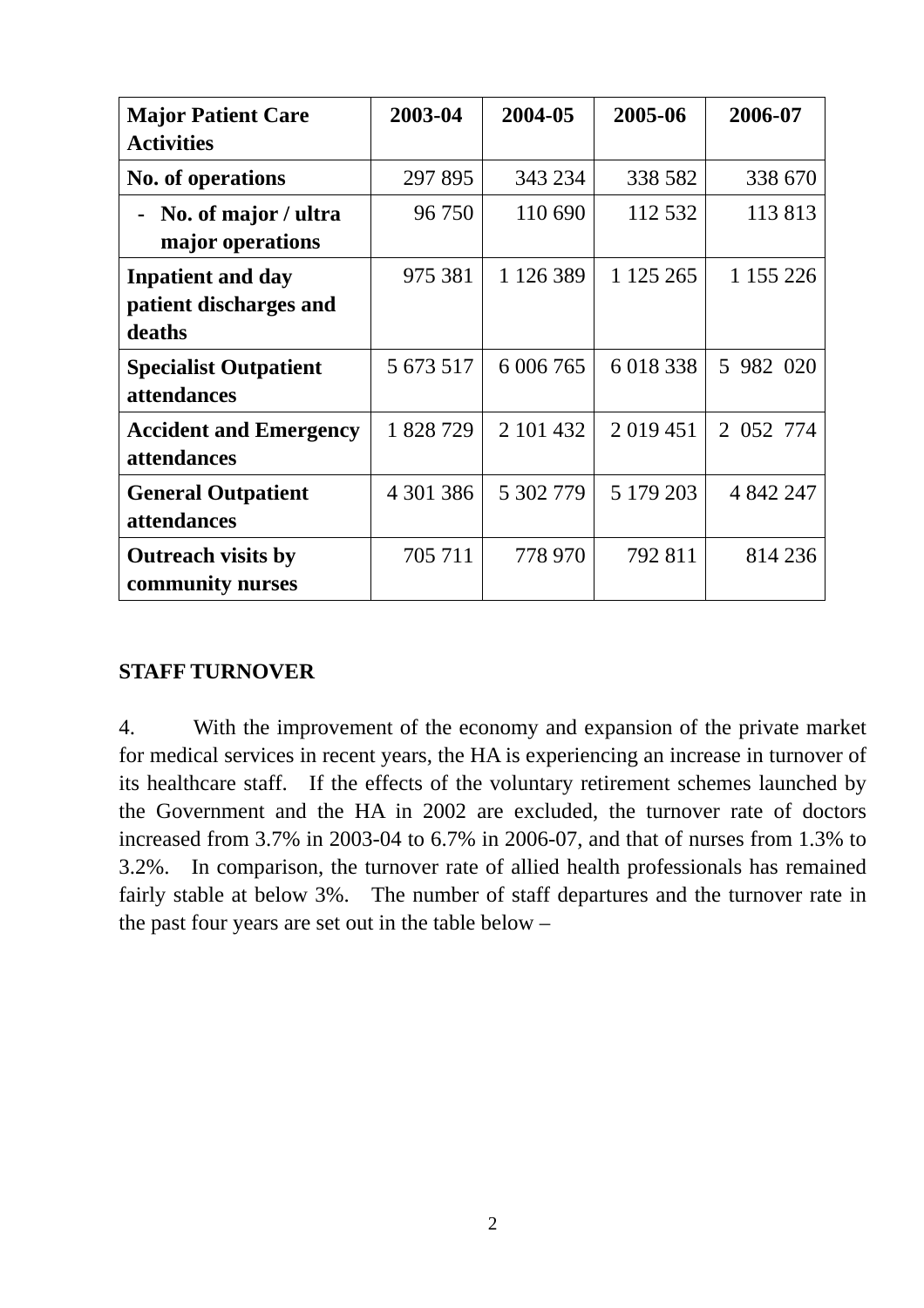| **Major Patient Care Activities** | **2003-04** | **2004-05** | **2005-06** | **2006-07** |
|---|---|---|---|---|
| **No. of operations** | 297 895 | 343 234 | 338 582 | 338 670 |
| **- No. of major / ultra major operations** | 96 750 | 110 690 | 112 532 | 113 813 |
| **Inpatient and day patient discharges and deaths** | 975 381 | 1 126 389 | 1 125 265 | 1 155 226 |
| **Specialist Outpatient attendances** | 5 673 517 | 6 006 765 | 6 018 338 | 5 982 020 |
| **Accident and Emergency attendances** | 1 828 729 | 2 101 432 | 2 019 451 | 2 052 774 |
| **General Outpatient attendances** | 4 301 386 | 5 302 779 | 5 179 203 | 4 842 247 |
| **Outreach visits by community nurses** | 705 711 | 778 970 | 792 811 | 814 236 |

## STAFF TURNOVER

4. With the improvement of the economy and expansion of the private market for medical services in recent years, the HA is experiencing an increase in turnover of its healthcare staff. If the effects of the voluntary retirement schemes launched by the Government and the HA in 2002 are excluded, the turnover rate of doctors increased from 3.7% in 2003-04 to 6.7% in 2006-07, and that of nurses from 1.3% to 3.2%. In comparison, the turnover rate of allied health professionals has remained fairly stable at below 3%. The number of staff departures and the turnover rate in the past four years are set out in the table below –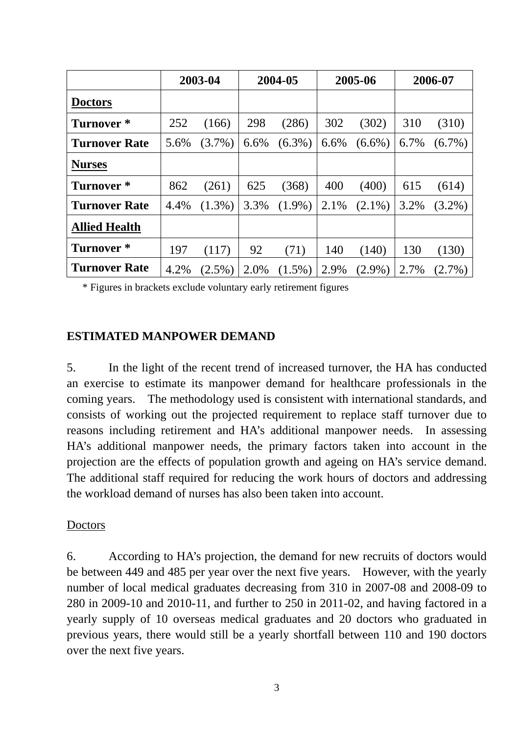| | 2003-04 | | 2004-05 | | 2005-06 | | 2006-07 | |
|---|---|---|---|---|---|---|---|---|
| **Doctors** | | | | | | | | |
| **Turnover *** | 252 | (166) | 298 | (286) | 302 | (302) | 310 | (310) |
| **Turnover Rate** | 5.6% | (3.7%) | 6.6% | (6.3%) | 6.6% | (6.6%) | 6.7% | (6.7%) |
| **Nurses** | | | | | | | | |
| **Turnover *** | 862 | (261) | 625 | (368) | 400 | (400) | 615 | (614) |
| **Turnover Rate** | 4.4% | (1.3%) | 3.3% | (1.9%) | 2.1% | (2.1%) | 3.2% | (3.2%) |
| **Allied Health** | | | | | | | | |
| **Turnover *** | 197 | (117) | 92 | (71) | 140 | (140) | 130 | (130) |
| **Turnover Rate** | 4.2% | (2.5%) | 2.0% | (1.5%) | 2.9% | (2.9%) | 2.7% | (2.7%) |

\* Figures in brackets exclude voluntary early retirement figures

## ESTIMATED MANPOWER DEMAND

5. In the light of the recent trend of increased turnover, the HA has conducted an exercise to estimate its manpower demand for healthcare professionals in the coming years. The methodology used is consistent with international standards, and consists of working out the projected requirement to replace staff turnover due to reasons including retirement and HA's additional manpower needs. In assessing HA's additional manpower needs, the primary factors taken into account in the projection are the effects of population growth and ageing on HA's service demand. The additional staff required for reducing the work hours of doctors and addressing the workload demand of nurses has also been taken into account.

### Doctors

6. According to HA's projection, the demand for new recruits of doctors would be between 449 and 485 per year over the next five years. However, with the yearly number of local medical graduates decreasing from 310 in 2007-08 and 2008-09 to 280 in 2009-10 and 2010-11, and further to 250 in 2011-02, and having factored in a yearly supply of 10 overseas medical graduates and 20 doctors who graduated in previous years, there would still be a yearly shortfall between 110 and 190 doctors over the next five years.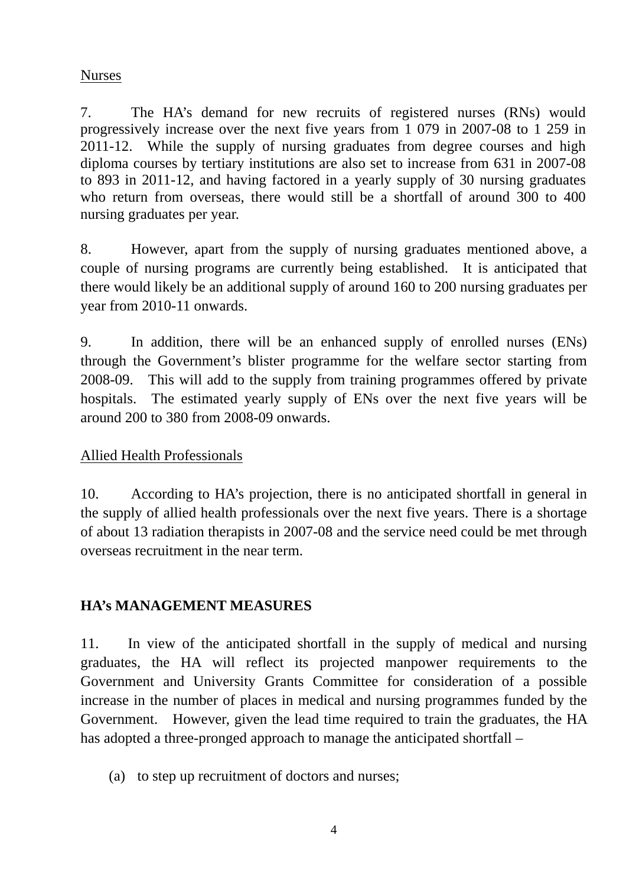Nurses

7. The HA's demand for new recruits of registered nurses (RNs) would progressively increase over the next five years from 1 079 in 2007-08 to 1 259 in 2011-12. While the supply of nursing graduates from degree courses and high diploma courses by tertiary institutions are also set to increase from 631 in 2007-08 to 893 in 2011-12, and having factored in a yearly supply of 30 nursing graduates who return from overseas, there would still be a shortfall of around 300 to 400 nursing graduates per year.

8. However, apart from the supply of nursing graduates mentioned above, a couple of nursing programs are currently being established. It is anticipated that there would likely be an additional supply of around 160 to 200 nursing graduates per year from 2010-11 onwards.

9. In addition, there will be an enhanced supply of enrolled nurses (ENs) through the Government's blister programme for the welfare sector starting from 2008-09. This will add to the supply from training programmes offered by private hospitals. The estimated yearly supply of ENs over the next five years will be around 200 to 380 from 2008-09 onwards.

Allied Health Professionals

10. According to HA's projection, there is no anticipated shortfall in general in the supply of allied health professionals over the next five years. There is a shortage of about 13 radiation therapists in 2007-08 and the service need could be met through overseas recruitment in the near term.

## HA's MANAGEMENT MEASURES

11. In view of the anticipated shortfall in the supply of medical and nursing graduates, the HA will reflect its projected manpower requirements to the Government and University Grants Committee for consideration of a possible increase in the number of places in medical and nursing programmes funded by the Government. However, given the lead time required to train the graduates, the HA has adopted a three-pronged approach to manage the anticipated shortfall –

(a) to step up recruitment of doctors and nurses;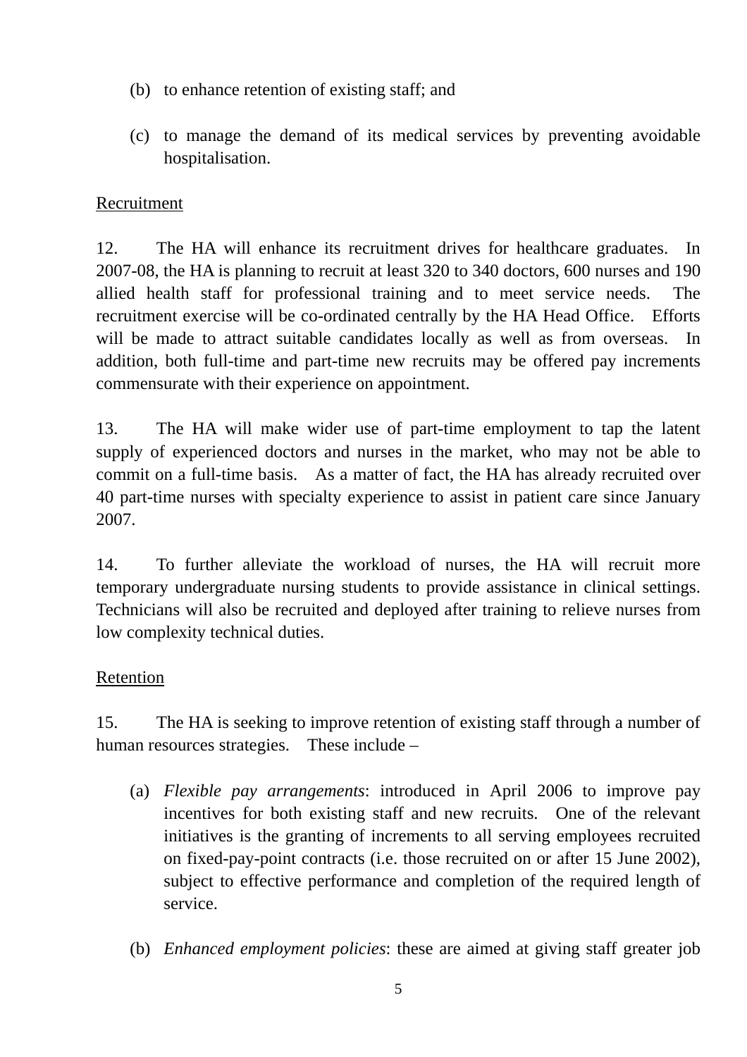(b) to enhance retention of existing staff; and

(c) to manage the demand of its medical services by preventing avoidable hospitalisation.

Recruitment

12. The HA will enhance its recruitment drives for healthcare graduates. In 2007-08, the HA is planning to recruit at least 320 to 340 doctors, 600 nurses and 190 allied health staff for professional training and to meet service needs. The recruitment exercise will be co-ordinated centrally by the HA Head Office. Efforts will be made to attract suitable candidates locally as well as from overseas. In addition, both full-time and part-time new recruits may be offered pay increments commensurate with their experience on appointment.

13. The HA will make wider use of part-time employment to tap the latent supply of experienced doctors and nurses in the market, who may not be able to commit on a full-time basis. As a matter of fact, the HA has already recruited over 40 part-time nurses with specialty experience to assist in patient care since January 2007.

14. To further alleviate the workload of nurses, the HA will recruit more temporary undergraduate nursing students to provide assistance in clinical settings. Technicians will also be recruited and deployed after training to relieve nurses from low complexity technical duties.

Retention

15. The HA is seeking to improve retention of existing staff through a number of human resources strategies. These include –

(a) *Flexible pay arrangements*: introduced in April 2006 to improve pay incentives for both existing staff and new recruits. One of the relevant initiatives is the granting of increments to all serving employees recruited on fixed-pay-point contracts (i.e. those recruited on or after 15 June 2002), subject to effective performance and completion of the required length of service.

(b) *Enhanced employment policies*: these are aimed at giving staff greater job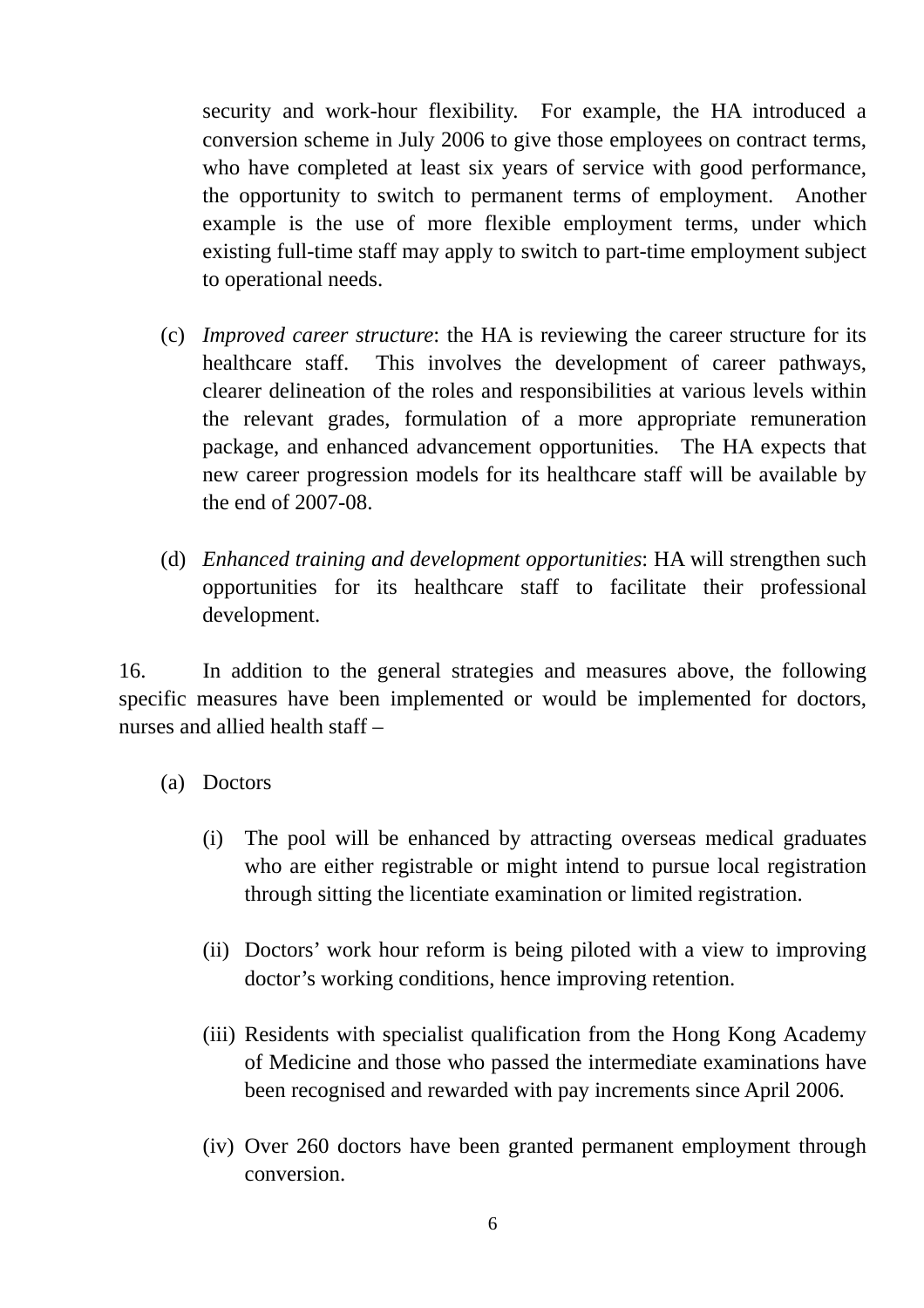security and work-hour flexibility. For example, the HA introduced a conversion scheme in July 2006 to give those employees on contract terms, who have completed at least six years of service with good performance, the opportunity to switch to permanent terms of employment. Another example is the use of more flexible employment terms, under which existing full-time staff may apply to switch to part-time employment subject to operational needs.

(c) *Improved career structure*: the HA is reviewing the career structure for its healthcare staff. This involves the development of career pathways, clearer delineation of the roles and responsibilities at various levels within the relevant grades, formulation of a more appropriate remuneration package, and enhanced advancement opportunities. The HA expects that new career progression models for its healthcare staff will be available by the end of 2007-08.

(d) *Enhanced training and development opportunities*: HA will strengthen such opportunities for its healthcare staff to facilitate their professional development.

16. In addition to the general strategies and measures above, the following specific measures have been implemented or would be implemented for doctors, nurses and allied health staff –

(a) Doctors

(i) The pool will be enhanced by attracting overseas medical graduates who are either registrable or might intend to pursue local registration through sitting the licentiate examination or limited registration.

(ii) Doctors' work hour reform is being piloted with a view to improving doctor's working conditions, hence improving retention.

(iii) Residents with specialist qualification from the Hong Kong Academy of Medicine and those who passed the intermediate examinations have been recognised and rewarded with pay increments since April 2006.

(iv) Over 260 doctors have been granted permanent employment through conversion.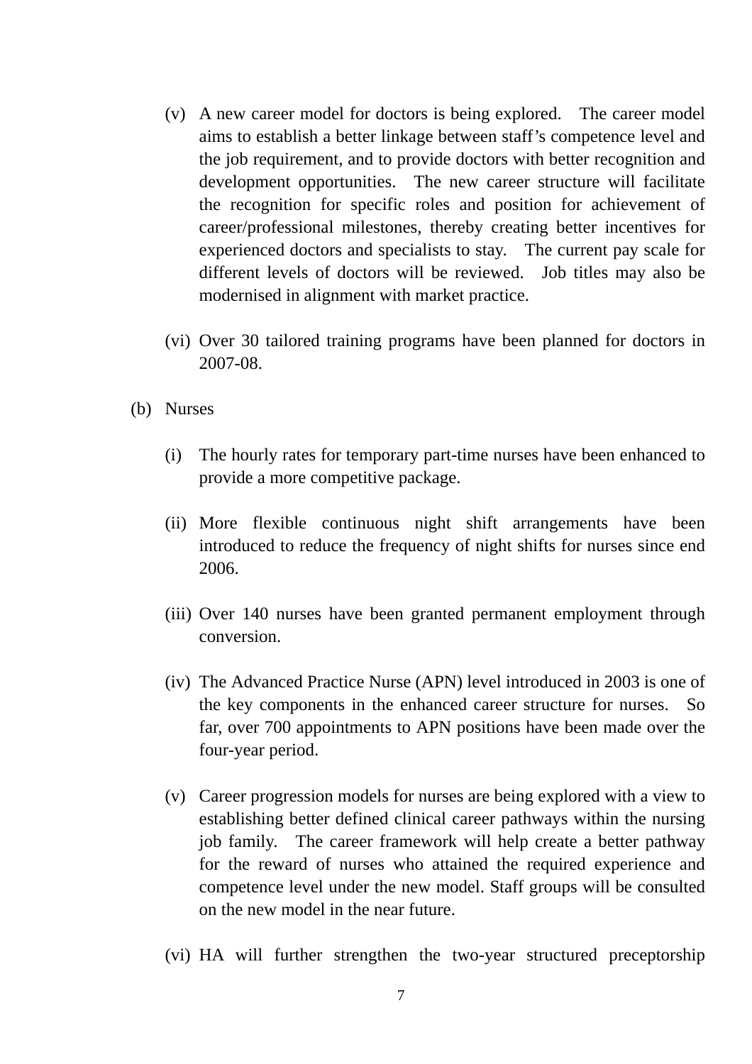(v) A new career model for doctors is being explored. The career model aims to establish a better linkage between staff's competence level and the job requirement, and to provide doctors with better recognition and development opportunities. The new career structure will facilitate the recognition for specific roles and position for achievement of career/professional milestones, thereby creating better incentives for experienced doctors and specialists to stay. The current pay scale for different levels of doctors will be reviewed. Job titles may also be modernised in alignment with market practice.

(vi) Over 30 tailored training programs have been planned for doctors in 2007-08.

(b) Nurses

(i) The hourly rates for temporary part-time nurses have been enhanced to provide a more competitive package.

(ii) More flexible continuous night shift arrangements have been introduced to reduce the frequency of night shifts for nurses since end 2006.

(iii) Over 140 nurses have been granted permanent employment through conversion.

(iv) The Advanced Practice Nurse (APN) level introduced in 2003 is one of the key components in the enhanced career structure for nurses. So far, over 700 appointments to APN positions have been made over the four-year period.

(v) Career progression models for nurses are being explored with a view to establishing better defined clinical career pathways within the nursing job family. The career framework will help create a better pathway for the reward of nurses who attained the required experience and competence level under the new model. Staff groups will be consulted on the new model in the near future.

(vi) HA will further strengthen the two-year structured preceptorship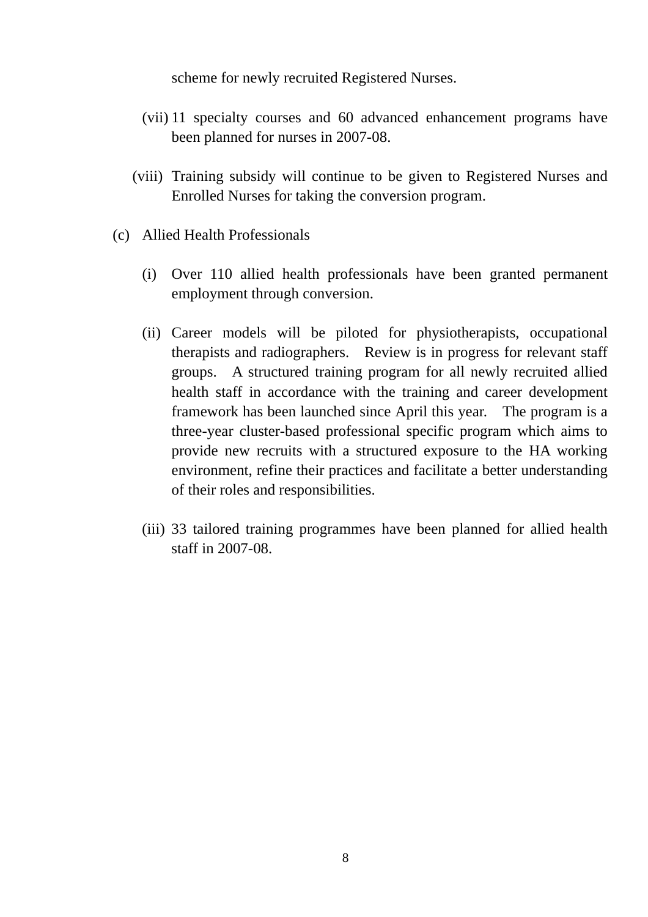scheme for newly recruited Registered Nurses.

(vii) 11 specialty courses and 60 advanced enhancement programs have been planned for nurses in 2007-08.

(viii) Training subsidy will continue to be given to Registered Nurses and Enrolled Nurses for taking the conversion program.

(c) Allied Health Professionals

(i) Over 110 allied health professionals have been granted permanent employment through conversion.

(ii) Career models will be piloted for physiotherapists, occupational therapists and radiographers. Review is in progress for relevant staff groups. A structured training program for all newly recruited allied health staff in accordance with the training and career development framework has been launched since April this year. The program is a three-year cluster-based professional specific program which aims to provide new recruits with a structured exposure to the HA working environment, refine their practices and facilitate a better understanding of their roles and responsibilities.

(iii) 33 tailored training programmes have been planned for allied health staff in 2007-08.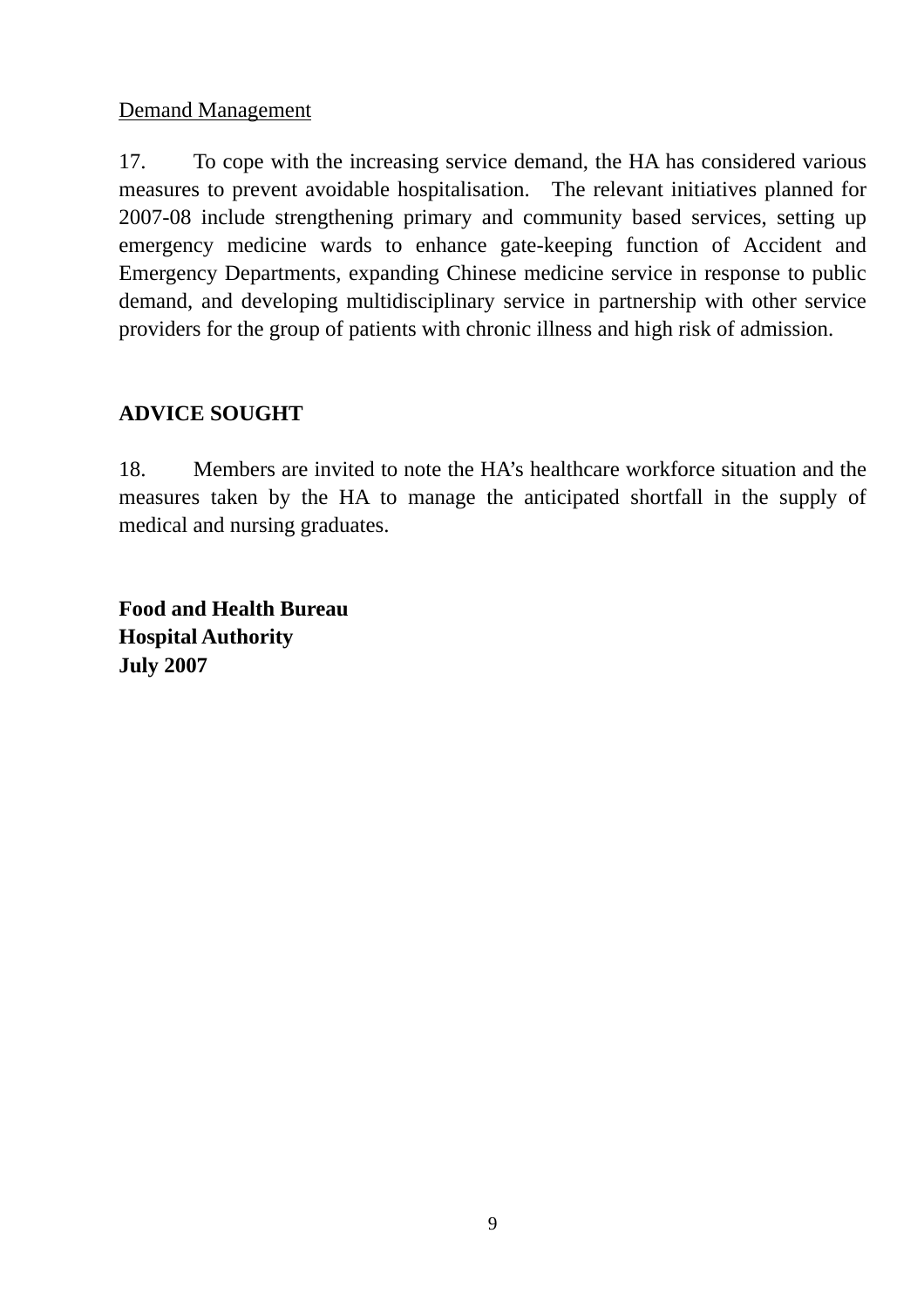<u>Demand Management</u>

17. To cope with the increasing service demand, the HA has considered various measures to prevent avoidable hospitalisation. The relevant initiatives planned for 2007-08 include strengthening primary and community based services, setting up emergency medicine wards to enhance gate-keeping function of Accident and Emergency Departments, expanding Chinese medicine service in response to public demand, and developing multidisciplinary service in partnership with other service providers for the group of patients with chronic illness and high risk of admission.

## ADVICE SOUGHT

18. Members are invited to note the HA's healthcare workforce situation and the measures taken by the HA to manage the anticipated shortfall in the supply of medical and nursing graduates.

**Food and Health Bureau**
**Hospital Authority**
**July 2007**